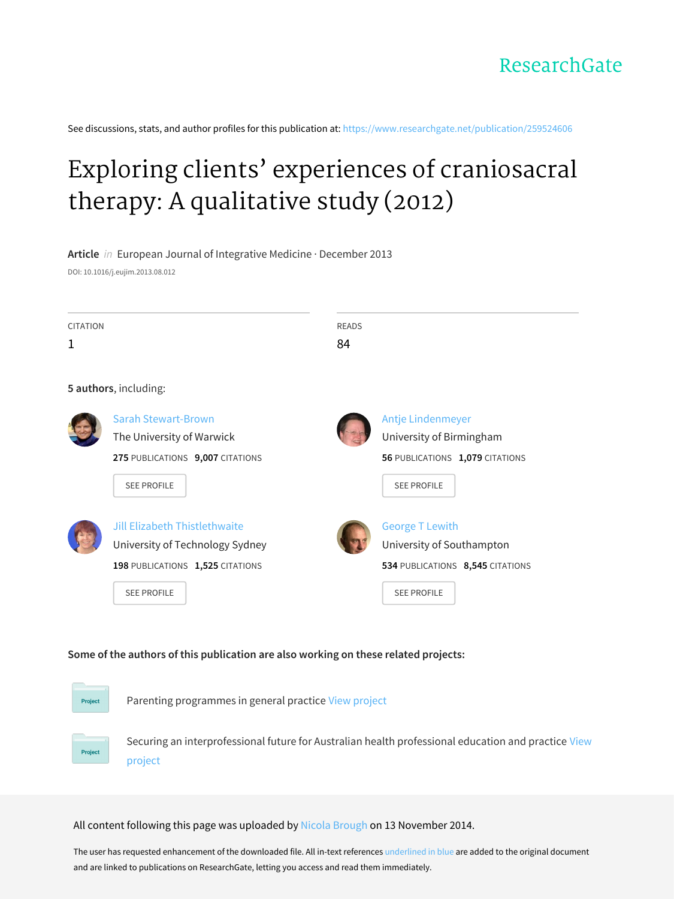ResearchGate

See discussions, stats, and author profiles for this publication at: https://www.researchgate.net/publication/259524606

# Exploring clients' experiences of craniosacral therapy: A qualitative study (2012)

**Article** *in* European Journal of Integrative Medicine · December 2013

DOI: 10.1016/j.eujim.2013.08.012

| CITATION | READS |
|---|---|
| 1 | 84 |

**5 authors**, including:

**Sarah Stewart-Brown**
The University of Warwick
**275** PUBLICATIONS **9,007** CITATIONS
SEE PROFILE

**Antje Lindenmeyer**
University of Birmingham
**56** PUBLICATIONS **1,079** CITATIONS
SEE PROFILE

**Jill Elizabeth Thistlethwaite**
University of Technology Sydney
**198** PUBLICATIONS **1,525** CITATIONS
SEE PROFILE

**George T Lewith**
University of Southampton
**534** PUBLICATIONS **8,545** CITATIONS
SEE PROFILE

**Some of the authors of this publication are also working on these related projects:**

Project: Parenting programmes in general practice View project

Project: Securing an interprofessional future for Australian health professional education and practice View project

All content following this page was uploaded by Nicola Brough on 13 November 2014.

The user has requested enhancement of the downloaded file. All in-text references underlined in blue are added to the original document and are linked to publications on ResearchGate, letting you access and read them immediately.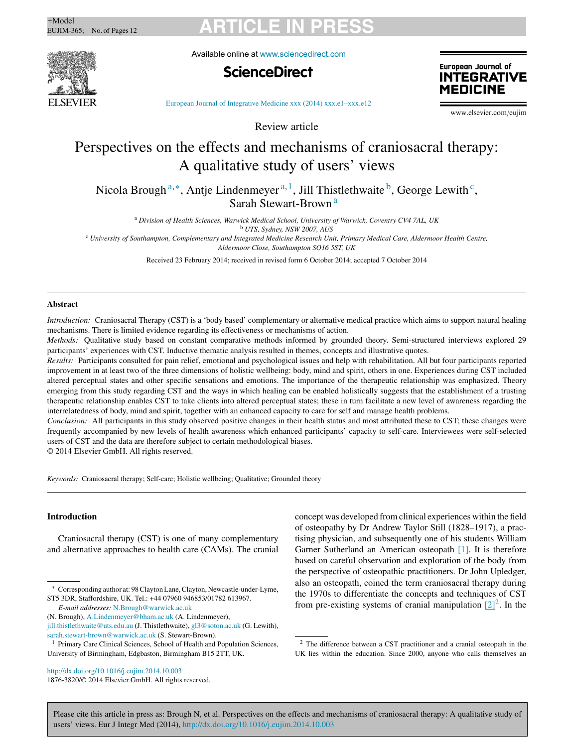Review article

# Perspectives on the effects and mechanisms of craniosacral therapy: A qualitative study of users' views

Nicola Brough [a,*], Antje Lindenmeyer [a,1], Jill Thistlethwaite [b], George Lewith [c], Sarah Stewart-Brown [a]

[a] *Division of Health Sciences, Warwick Medical School, University of Warwick, Coventry CV4 7AL, UK*
[b] *UTS, Sydney, NSW 2007, AUS*
[c] *University of Southampton, Complementary and Integrated Medicine Research Unit, Primary Medical Care, Aldermoor Health Centre, Aldermoor Close, Southampton SO16 5ST, UK*

Received 23 February 2014; received in revised form 6 October 2014; accepted 7 October 2014

## Abstract

*Introduction:* Craniosacral Therapy (CST) is a 'body based' complementary or alternative medical practice which aims to support natural healing mechanisms. There is limited evidence regarding its effectiveness or mechanisms of action.

*Methods:* Qualitative study based on constant comparative methods informed by grounded theory. Semi-structured interviews explored 29 participants' experiences with CST. Inductive thematic analysis resulted in themes, concepts and illustrative quotes.

*Results:* Participants consulted for pain relief, emotional and psychological issues and help with rehabilitation. All but four participants reported improvement in at least two of the three dimensions of holistic wellbeing: body, mind and spirit, others in one. Experiences during CST included altered perceptual states and other specific sensations and emotions. The importance of the therapeutic relationship was emphasized. Theory emerging from this study regarding CST and the ways in which healing can be enabled holistically suggests that the establishment of a trusting therapeutic relationship enables CST to take clients into altered perceptual states; these in turn facilitate a new level of awareness regarding the interrelatedness of body, mind and spirit, together with an enhanced capacity to care for self and manage health problems.

*Conclusion:* All participants in this study observed positive changes in their health status and most attributed these to CST; these changes were frequently accompanied by new levels of health awareness which enhanced participants' capacity to self-care. Interviewees were self-selected users of CST and the data are therefore subject to certain methodological biases.

© 2014 Elsevier GmbH. All rights reserved.

*Keywords:* Craniosacral therapy; Self-care; Holistic wellbeing; Qualitative; Grounded theory

## Introduction

Craniosacral therapy (CST) is one of many complementary and alternative approaches to health care (CAMs). The cranial concept was developed from clinical experiences within the field of osteopathy by Dr Andrew Taylor Still (1828–1917), a practising physician, and subsequently one of his students William Garner Sutherland an American osteopath [1]. It is therefore based on careful observation and exploration of the body from the perspective of osteopathic practitioners. Dr John Upledger, also an osteopath, coined the term craniosacral therapy during the 1970s to differentiate the concepts and techniques of CST from pre-existing systems of cranial manipulation [2][2]. In the

* Corresponding author at: 98 Clayton Lane, Clayton, Newcastle-under-Lyme, ST5 3DR, Staffordshire, UK. Tel.: +44 07960 946853/01782 613967.
*E-mail addresses:* N.Brough@warwick.ac.uk (N. Brough), A.Lindenmeyer@bham.ac.uk (A. Lindenmeyer), jill.thistlethwaite@uts.edu.au (J. Thistlethwaite), gl3@soton.ac.uk (G. Lewith), sarah.stewart-brown@warwick.ac.uk (S. Stewart-Brown).

[1] Primary Care Clinical Sciences, School of Health and Population Sciences, University of Birmingham, Edgbaston, Birmingham B15 2TT, UK.

[2] The difference between a CST practitioner and a cranial osteopath in the UK lies within the education. Since 2000, anyone who calls themselves an

http://dx.doi.org/10.1016/j.eujim.2014.10.003
1876-3820/© 2014 Elsevier GmbH. All rights reserved.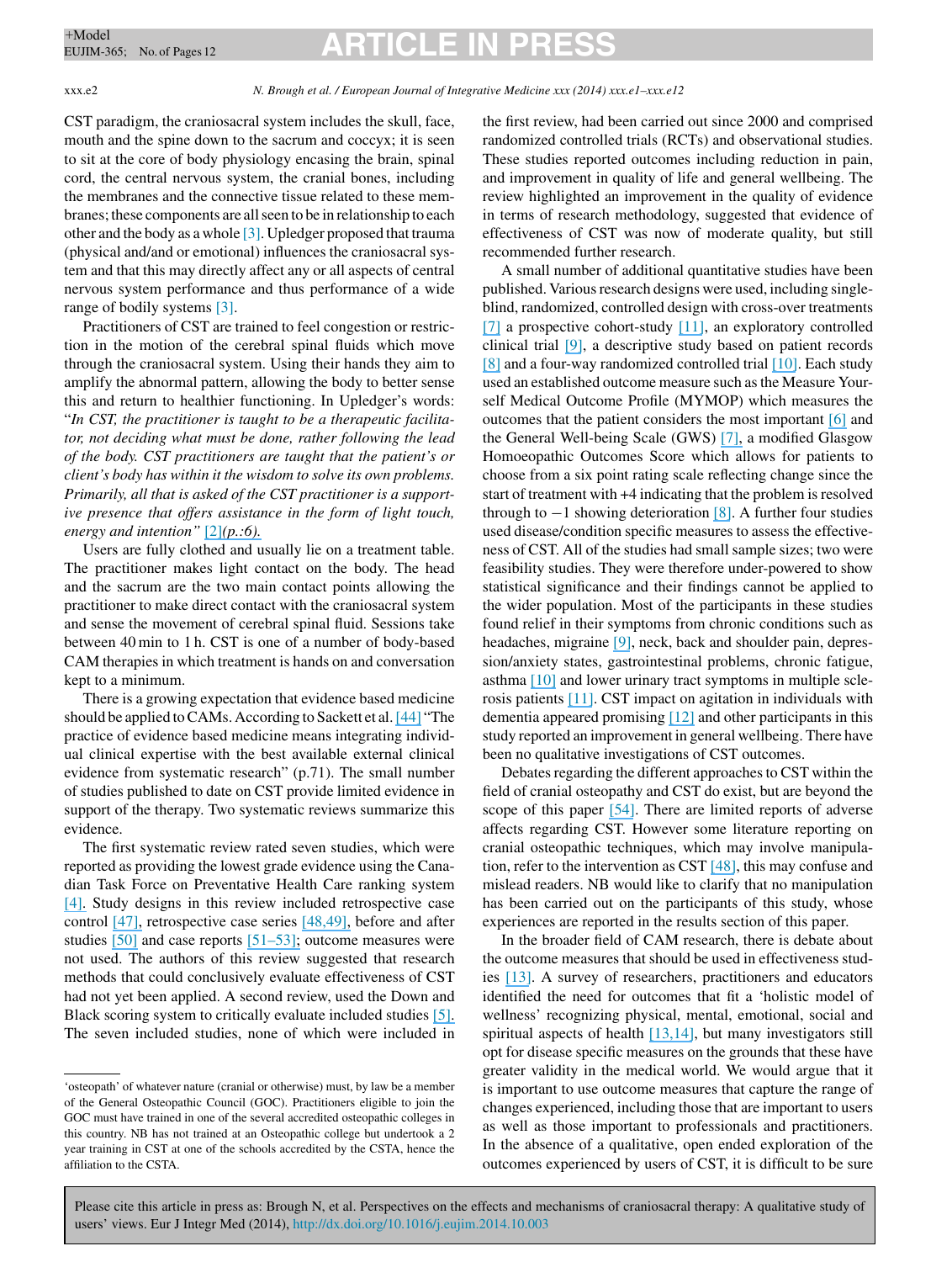CST paradigm, the craniosacral system includes the skull, face, mouth and the spine down to the sacrum and coccyx; it is seen to sit at the core of body physiology encasing the brain, spinal cord, the central nervous system, the cranial bones, including the membranes and the connective tissue related to these membranes; these components are all seen to be in relationship to each other and the body as a whole [3]. Upledger proposed that trauma (physical and/and or emotional) influences the craniosacral system and that this may directly affect any or all aspects of central nervous system performance and thus performance of a wide range of bodily systems [3].

Practitioners of CST are trained to feel congestion or restriction in the motion of the cerebral spinal fluids which move through the craniosacral system. Using their hands they aim to amplify the abnormal pattern, allowing the body to better sense this and return to healthier functioning. In Upledger's words: "*In CST, the practitioner is taught to be a therapeutic facilitator, not deciding what must be done, rather following the lead of the body. CST practitioners are taught that the patient's or client's body has within it the wisdom to solve its own problems. Primarily, all that is asked of the CST practitioner is a supportive presence that offers assistance in the form of light touch, energy and intention*" [2](*p.:6*).

Users are fully clothed and usually lie on a treatment table. The practitioner makes light contact on the body. The head and the sacrum are the two main contact points allowing the practitioner to make direct contact with the craniosacral system and sense the movement of cerebral spinal fluid. Sessions take between 40 min to 1 h. CST is one of a number of body-based CAM therapies in which treatment is hands on and conversation kept to a minimum.

There is a growing expectation that evidence based medicine should be applied to CAMs. According to Sackett et al. [44] "The practice of evidence based medicine means integrating individual clinical expertise with the best available external clinical evidence from systematic research" (p.71). The small number of studies published to date on CST provide limited evidence in support of the therapy. Two systematic reviews summarize this evidence.

The first systematic review rated seven studies, which were reported as providing the lowest grade evidence using the Canadian Task Force on Preventative Health Care ranking system [4]. Study designs in this review included retrospective case control [47], retrospective case series [48,49], before and after studies [50] and case reports [51–53]; outcome measures were not used. The authors of this review suggested that research methods that could conclusively evaluate effectiveness of CST had not yet been applied. A second review, used the Down and Black scoring system to critically evaluate included studies [5]. The seven included studies, none of which were included in the first review, had been carried out since 2000 and comprised randomized controlled trials (RCTs) and observational studies. These studies reported outcomes including reduction in pain, and improvement in quality of life and general wellbeing. The review highlighted an improvement in the quality of evidence in terms of research methodology, suggested that evidence of effectiveness of CST was now of moderate quality, but still recommended further research.

A small number of additional quantitative studies have been published. Various research designs were used, including single-blind, randomized, controlled design with cross-over treatments [7] a prospective cohort-study [11], an exploratory controlled clinical trial [9], a descriptive study based on patient records [8] and a four-way randomized controlled trial [10]. Each study used an established outcome measure such as the Measure Yourself Medical Outcome Profile (MYMOP) which measures the outcomes that the patient considers the most important [6] and the General Well-being Scale (GWS) [7], a modified Glasgow Homoeopathic Outcomes Score which allows for patients to choose from a six point rating scale reflecting change since the start of treatment with +4 indicating that the problem is resolved through to −1 showing deterioration [8]. A further four studies used disease/condition specific measures to assess the effectiveness of CST. All of the studies had small sample sizes; two were feasibility studies. They were therefore under-powered to show statistical significance and their findings cannot be applied to the wider population. Most of the participants in these studies found relief in their symptoms from chronic conditions such as headaches, migraine [9], neck, back and shoulder pain, depression/anxiety states, gastrointestinal problems, chronic fatigue, asthma [10] and lower urinary tract symptoms in multiple sclerosis patients [11]. CST impact on agitation in individuals with dementia appeared promising [12] and other participants in this study reported an improvement in general wellbeing. There have been no qualitative investigations of CST outcomes.

Debates regarding the different approaches to CST within the field of cranial osteopathy and CST do exist, but are beyond the scope of this paper [54]. There are limited reports of adverse affects regarding CST. However some literature reporting on cranial osteopathic techniques, which may involve manipulation, refer to the intervention as CST [48], this may confuse and mislead readers. NB would like to clarify that no manipulation has been carried out on the participants of this study, whose experiences are reported in the results section of this paper.

In the broader field of CAM research, there is debate about the outcome measures that should be used in effectiveness studies [13]. A survey of researchers, practitioners and educators identified the need for outcomes that fit a 'holistic model of wellness' recognizing physical, mental, emotional, social and spiritual aspects of health [13,14], but many investigators still opt for disease specific measures on the grounds that these have greater validity in the medical world. We would argue that it is important to use outcome measures that capture the range of changes experienced, including those that are important to users as well as those important to professionals and practitioners. In the absence of a qualitative, open ended exploration of the outcomes experienced by users of CST, it is difficult to be sure

---

'osteopath' of whatever nature (cranial or otherwise) must, by law be a member of the General Osteopathic Council (GOC). Practitioners eligible to join the GOC must have trained in one of the several accredited osteopathic colleges in this country. NB has not trained at an Osteopathic college but undertook a 2 year training in CST at one of the schools accredited by the CSTA, hence the affiliation to the CSTA.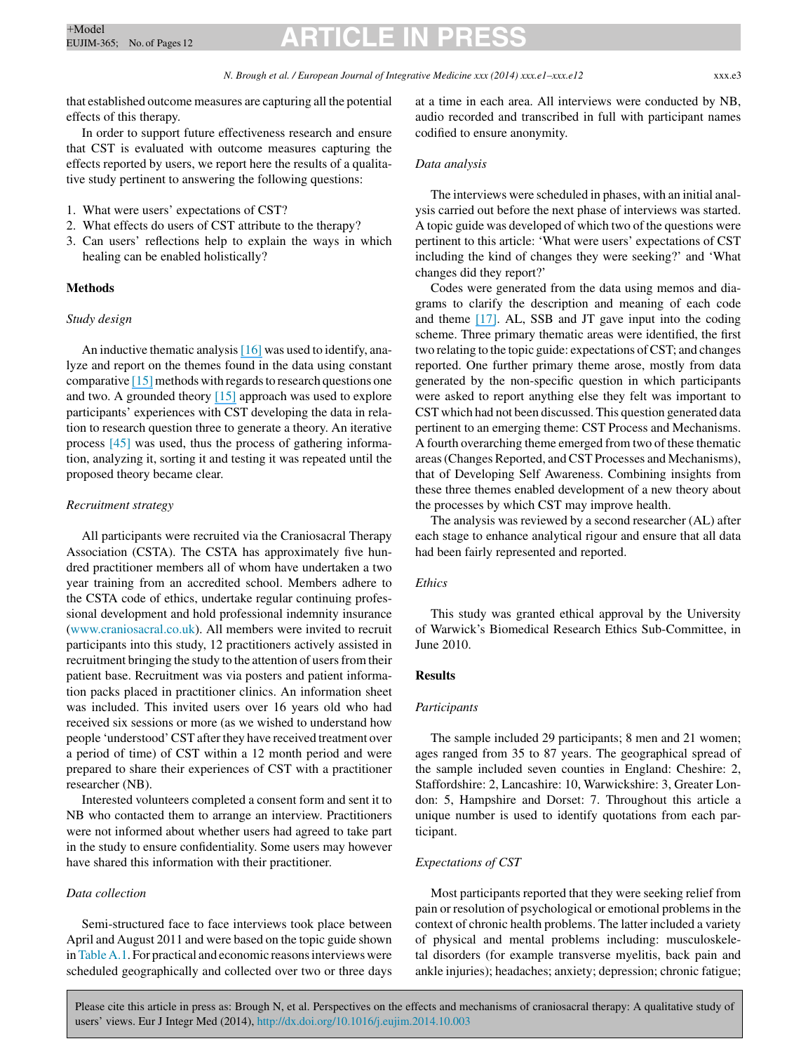that established outcome measures are capturing all the potential effects of this therapy.

In order to support future effectiveness research and ensure that CST is evaluated with outcome measures capturing the effects reported by users, we report here the results of a qualitative study pertinent to answering the following questions:

1. What were users' expectations of CST?
2. What effects do users of CST attribute to the therapy?
3. Can users' reflections help to explain the ways in which healing can be enabled holistically?

## Methods

### *Study design*

An inductive thematic analysis [16] was used to identify, analyze and report on the themes found in the data using constant comparative [15] methods with regards to research questions one and two. A grounded theory [15] approach was used to explore participants' experiences with CST developing the data in relation to research question three to generate a theory. An iterative process [45] was used, thus the process of gathering information, analyzing it, sorting it and testing it was repeated until the proposed theory became clear.

### *Recruitment strategy*

All participants were recruited via the Craniosacral Therapy Association (CSTA). The CSTA has approximately five hundred practitioner members all of whom have undertaken a two year training from an accredited school. Members adhere to the CSTA code of ethics, undertake regular continuing professional development and hold professional indemnity insurance (www.craniosacral.co.uk). All members were invited to recruit participants into this study, 12 practitioners actively assisted in recruitment bringing the study to the attention of users from their patient base. Recruitment was via posters and patient information packs placed in practitioner clinics. An information sheet was included. This invited users over 16 years old who had received six sessions or more (as we wished to understand how people 'understood' CST after they have received treatment over a period of time) of CST within a 12 month period and were prepared to share their experiences of CST with a practitioner researcher (NB).

Interested volunteers completed a consent form and sent it to NB who contacted them to arrange an interview. Practitioners were not informed about whether users had agreed to take part in the study to ensure confidentiality. Some users may however have shared this information with their practitioner.

### *Data collection*

Semi-structured face to face interviews took place between April and August 2011 and were based on the topic guide shown in Table A.1. For practical and economic reasons interviews were scheduled geographically and collected over two or three days at a time in each area. All interviews were conducted by NB, audio recorded and transcribed in full with participant names codified to ensure anonymity.

### *Data analysis*

The interviews were scheduled in phases, with an initial analysis carried out before the next phase of interviews was started. A topic guide was developed of which two of the questions were pertinent to this article: 'What were users' expectations of CST including the kind of changes they were seeking?' and 'What changes did they report?'

Codes were generated from the data using memos and diagrams to clarify the description and meaning of each code and theme [17]. AL, SSB and JT gave input into the coding scheme. Three primary thematic areas were identified, the first two relating to the topic guide: expectations of CST; and changes reported. One further primary theme arose, mostly from data generated by the non-specific question in which participants were asked to report anything else they felt was important to CST which had not been discussed. This question generated data pertinent to an emerging theme: CST Process and Mechanisms. A fourth overarching theme emerged from two of these thematic areas (Changes Reported, and CST Processes and Mechanisms), that of Developing Self Awareness. Combining insights from these three themes enabled development of a new theory about the processes by which CST may improve health.

The analysis was reviewed by a second researcher (AL) after each stage to enhance analytical rigour and ensure that all data had been fairly represented and reported.

### *Ethics*

This study was granted ethical approval by the University of Warwick's Biomedical Research Ethics Sub-Committee, in June 2010.

## Results

### *Participants*

The sample included 29 participants; 8 men and 21 women; ages ranged from 35 to 87 years. The geographical spread of the sample included seven counties in England: Cheshire: 2, Staffordshire: 2, Lancashire: 10, Warwickshire: 3, Greater London: 5, Hampshire and Dorset: 7. Throughout this article a unique number is used to identify quotations from each participant.

### *Expectations of CST*

Most participants reported that they were seeking relief from pain or resolution of psychological or emotional problems in the context of chronic health problems. The latter included a variety of physical and mental problems including: musculoskeletal disorders (for example transverse myelitis, back pain and ankle injuries); headaches; anxiety; depression; chronic fatigue;

Please cite this article in press as: Brough N, et al. Perspectives on the effects and mechanisms of craniosacral therapy: A qualitative study of users' views. Eur J Integr Med (2014), http://dx.doi.org/10.1016/j.eujim.2014.10.003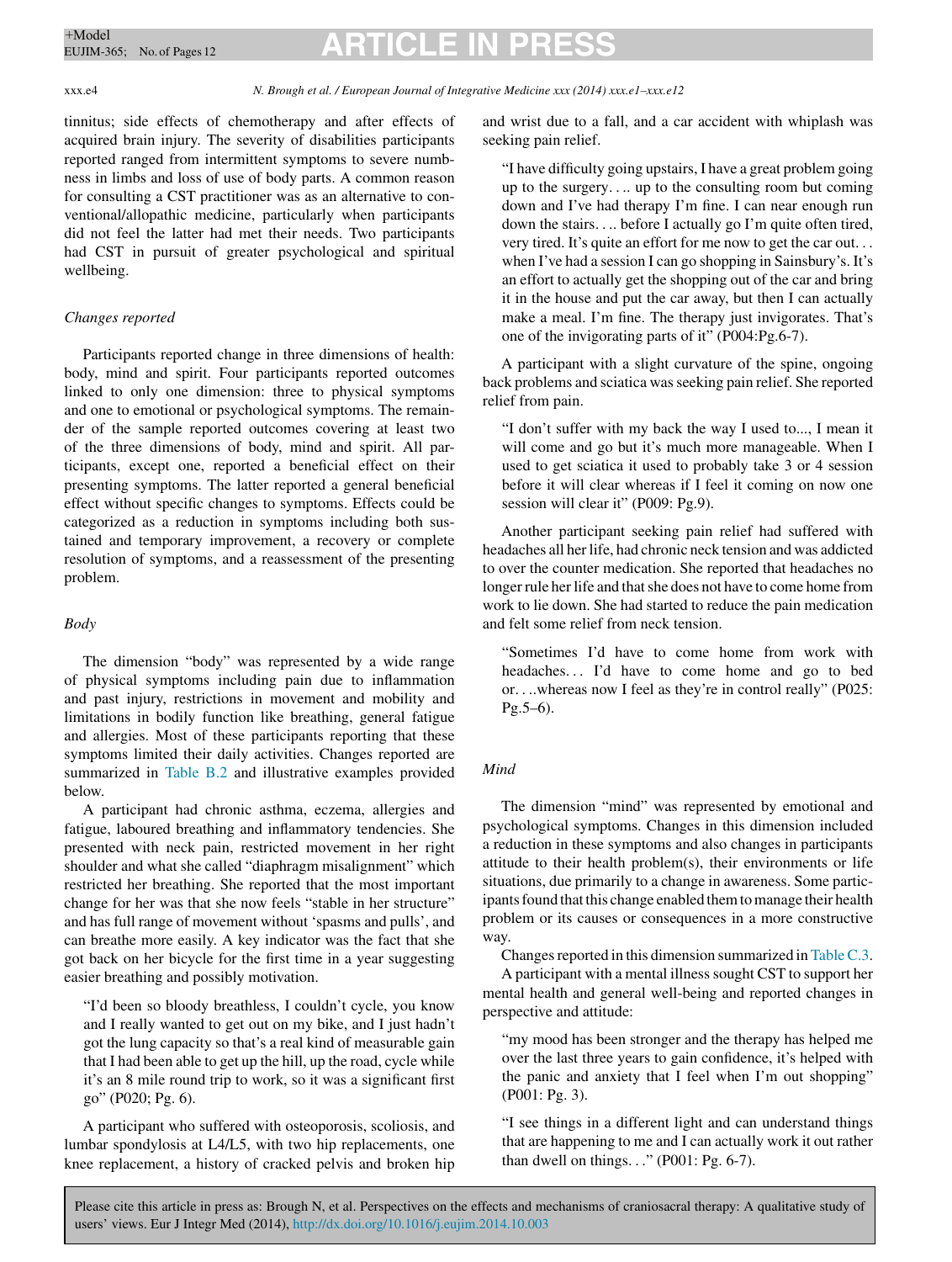tinnitus; side effects of chemotherapy and after effects of acquired brain injury. The severity of disabilities participants reported ranged from intermittent symptoms to severe numbness in limbs and loss of use of body parts. A common reason for consulting a CST practitioner was as an alternative to conventional/allopathic medicine, particularly when participants did not feel the latter had met their needs. Two participants had CST in pursuit of greater psychological and spiritual wellbeing.

### *Changes reported*

Participants reported change in three dimensions of health: body, mind and spirit. Four participants reported outcomes linked to only one dimension: three to physical symptoms and one to emotional or psychological symptoms. The remainder of the sample reported outcomes covering at least two of the three dimensions of body, mind and spirit. All participants, except one, reported a beneficial effect on their presenting symptoms. The latter reported a general beneficial effect without specific changes to symptoms. Effects could be categorized as a reduction in symptoms including both sustained and temporary improvement, a recovery or complete resolution of symptoms, and a reassessment of the presenting problem.

### *Body*

The dimension "body" was represented by a wide range of physical symptoms including pain due to inflammation and past injury, restrictions in movement and mobility and limitations in bodily function like breathing, general fatigue and allergies. Most of these participants reporting that these symptoms limited their daily activities. Changes reported are summarized in Table B.2 and illustrative examples provided below.

A participant had chronic asthma, eczema, allergies and fatigue, laboured breathing and inflammatory tendencies. She presented with neck pain, restricted movement in her right shoulder and what she called "diaphragm misalignment" which restricted her breathing. She reported that the most important change for her was that she now feels "stable in her structure" and has full range of movement without 'spasms and pulls', and can breathe more easily. A key indicator was the fact that she got back on her bicycle for the first time in a year suggesting easier breathing and possibly motivation.

> "I'd been so bloody breathless, I couldn't cycle, you know and I really wanted to get out on my bike, and I just hadn't got the lung capacity so that's a real kind of measurable gain that I had been able to get up the hill, up the road, cycle while it's an 8 mile round trip to work, so it was a significant first go" (P020; Pg. 6).

A participant who suffered with osteoporosis, scoliosis, and lumbar spondylosis at L4/L5, with two hip replacements, one knee replacement, a history of cracked pelvis and broken hip and wrist due to a fall, and a car accident with whiplash was seeking pain relief.

> "I have difficulty going upstairs, I have a great problem going up to the surgery.... up to the consulting room but coming down and I've had therapy I'm fine. I can near enough run down the stairs.... before I actually go I'm quite often tired, very tired. It's quite an effort for me now to get the car out... when I've had a session I can go shopping in Sainsbury's. It's an effort to actually get the shopping out of the car and bring it in the house and put the car away, but then I can actually make a meal. I'm fine. The therapy just invigorates. That's one of the invigorating parts of it" (P004:Pg.6-7).

A participant with a slight curvature of the spine, ongoing back problems and sciatica was seeking pain relief. She reported relief from pain.

> "I don't suffer with my back the way I used to..., I mean it will come and go but it's much more manageable. When I used to get sciatica it used to probably take 3 or 4 session before it will clear whereas if I feel it coming on now one session will clear it" (P009: Pg.9).

Another participant seeking pain relief had suffered with headaches all her life, had chronic neck tension and was addicted to over the counter medication. She reported that headaches no longer rule her life and that she does not have to come home from work to lie down. She had started to reduce the pain medication and felt some relief from neck tension.

> "Sometimes I'd have to come home from work with headaches... I'd have to come home and go to bed or....whereas now I feel as they're in control really" (P025: Pg.5–6).

### *Mind*

The dimension "mind" was represented by emotional and psychological symptoms. Changes in this dimension included a reduction in these symptoms and also changes in participants attitude to their health problem(s), their environments or life situations, due primarily to a change in awareness. Some participants found that this change enabled them to manage their health problem or its causes or consequences in a more constructive way.

Changes reported in this dimension summarized in Table C.3.

A participant with a mental illness sought CST to support her mental health and general well-being and reported changes in perspective and attitude:

> "my mood has been stronger and the therapy has helped me over the last three years to gain confidence, it's helped with the panic and anxiety that I feel when I'm out shopping" (P001: Pg. 3).

> "I see things in a different light and can understand things that are happening to me and I can actually work it out rather than dwell on things..." (P001: Pg. 6-7).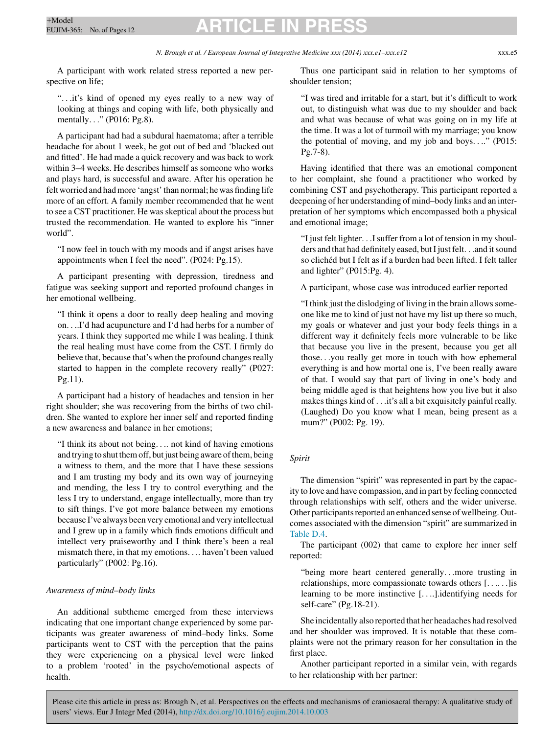A participant with work related stress reported a new perspective on life;

> "...it's kind of opened my eyes really to a new way of looking at things and coping with life, both physically and mentally..." (P016: Pg.8).

A participant had had a subdural haematoma; after a terrible headache for about 1 week, he got out of bed and 'blacked out and fitted'. He had made a quick recovery and was back to work within 3–4 weeks. He describes himself as someone who works and plays hard, is successful and aware. After his operation he felt worried and had more 'angst' than normal; he was finding life more of an effort. A family member recommended that he went to see a CST practitioner. He was skeptical about the process but trusted the recommendation. He wanted to explore his "inner world".

> "I now feel in touch with my moods and if angst arises have appointments when I feel the need". (P024: Pg.15).

A participant presenting with depression, tiredness and fatigue was seeking support and reported profound changes in her emotional wellbeing.

> "I think it opens a door to really deep healing and moving on....I'd had acupuncture and I'd had herbs for a number of years. I think they supported me while I was healing. I think the real healing must have come from the CST. I firmly do believe that, because that's when the profound changes really started to happen in the complete recovery really" (P027: Pg.11).

A participant had a history of headaches and tension in her right shoulder; she was recovering from the births of two children. She wanted to explore her inner self and reported finding a new awareness and balance in her emotions;

> "I think its about not being.... not kind of having emotions and trying to shut them off, but just being aware of them, being a witness to them, and the more that I have these sessions and I am trusting my body and its own way of journeying and mending, the less I try to control everything and the less I try to understand, engage intellectually, more than try to sift things. I've got more balance between my emotions because I've always been very emotional and very intellectual and I grew up in a family which finds emotions difficult and intellect very praiseworthy and I think there's been a real mismatch there, in that my emotions.... haven't been valued particularly" (P002: Pg.16).

*Awareness of mind–body links*

An additional subtheme emerged from these interviews indicating that one important change experienced by some participants was greater awareness of mind–body links. Some participants went to CST with the perception that the pains they were experiencing on a physical level were linked to a problem 'rooted' in the psycho/emotional aspects of health.

Thus one participant said in relation to her symptoms of shoulder tension;

> "I was tired and irritable for a start, but it's difficult to work out, to distinguish what was due to my shoulder and back and what was because of what was going on in my life at the time. It was a lot of turmoil with my marriage; you know the potential of moving, and my job and boys...." (P015: Pg.7-8).

Having identified that there was an emotional component to her complaint, she found a practitioner who worked by combining CST and psychotherapy. This participant reported a deepening of her understanding of mind–body links and an interpretation of her symptoms which encompassed both a physical and emotional image;

> "I just felt lighter...I suffer from a lot of tension in my shoulders and that had definitely eased, but I just felt...and it sound so clichéd but I felt as if a burden had been lifted. I felt taller and lighter" (P015:Pg. 4).

A participant, whose case was introduced earlier reported

> "I think just the dislodging of living in the brain allows someone like me to kind of just not have my list up there so much, my goals or whatever and just your body feels things in a different way it definitely feels more vulnerable to be like that because you live in the present, because you get all those...you really get more in touch with how ephemeral everything is and how mortal one is, I've been really aware of that. I would say that part of living in one's body and being middle aged is that heightens how you live but it also makes things kind of ...it's all a bit exquisitely painful really. (Laughed) Do you know what I mean, being present as a mum?" (P002: Pg. 19).

*Spirit*

The dimension "spirit" was represented in part by the capacity to love and have compassion, and in part by feeling connected through relationships with self, others and the wider universe. Other participants reported an enhanced sense of wellbeing. Outcomes associated with the dimension "spirit" are summarized in Table D.4.

The participant (002) that came to explore her inner self reported:

> "being more heart centered generally...more trusting in relationships, more compassionate towards others [......]is learning to be more instinctive [....].identifying needs for self-care" (Pg.18-21).

She incidentally also reported that her headaches had resolved and her shoulder was improved. It is notable that these complaints were not the primary reason for her consultation in the first place.

Another participant reported in a similar vein, with regards to her relationship with her partner: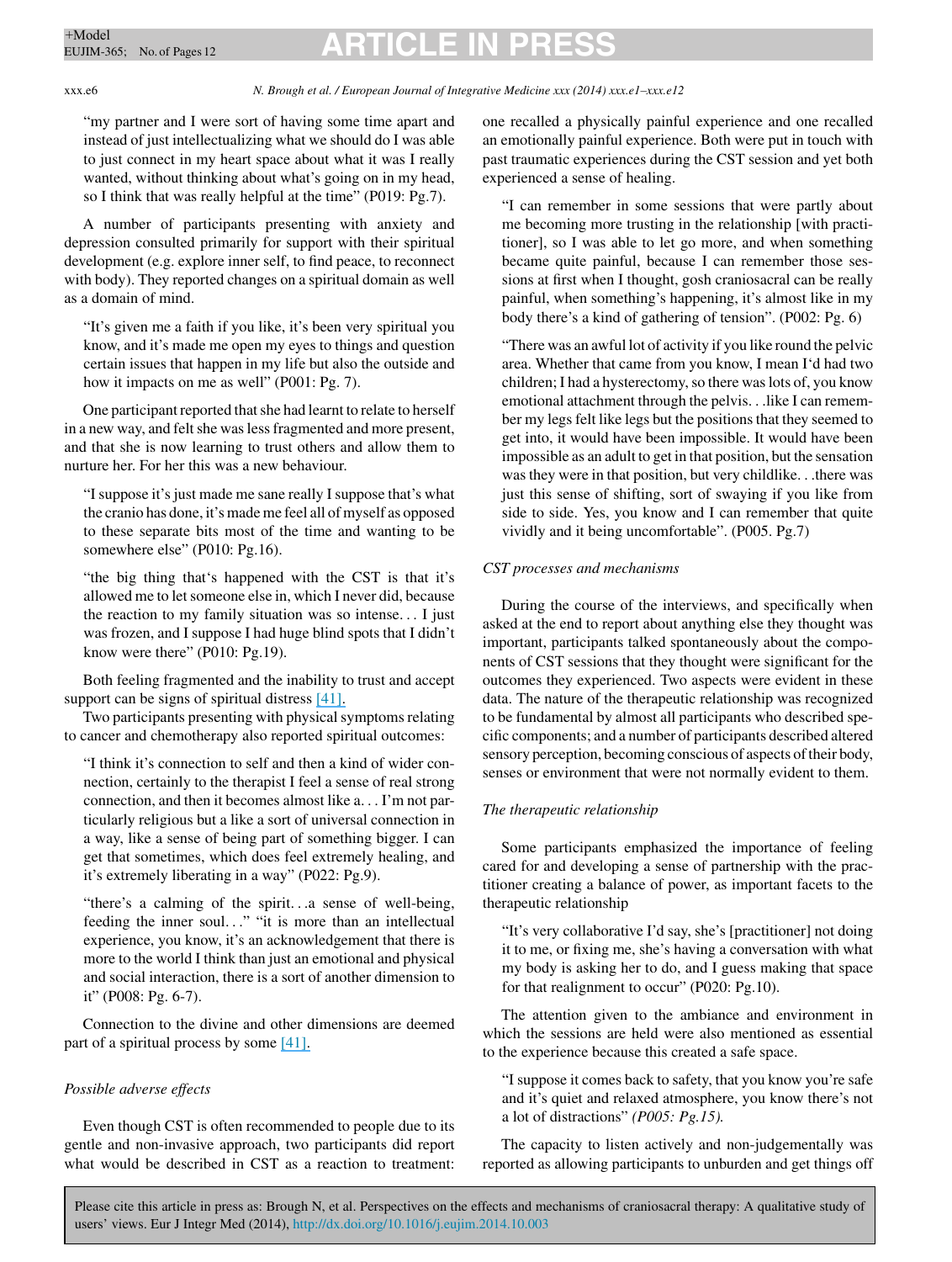"my partner and I were sort of having some time apart and instead of just intellectualizing what we should do I was able to just connect in my heart space about what it was I really wanted, without thinking about what's going on in my head, so I think that was really helpful at the time" (P019: Pg.7).

A number of participants presenting with anxiety and depression consulted primarily for support with their spiritual development (e.g. explore inner self, to find peace, to reconnect with body). They reported changes on a spiritual domain as well as a domain of mind.

"It's given me a faith if you like, it's been very spiritual you know, and it's made me open my eyes to things and question certain issues that happen in my life but also the outside and how it impacts on me as well" (P001: Pg. 7).

One participant reported that she had learnt to relate to herself in a new way, and felt she was less fragmented and more present, and that she is now learning to trust others and allow them to nurture her. For her this was a new behaviour.

"I suppose it's just made me sane really I suppose that's what the cranio has done, it's made me feel all of myself as opposed to these separate bits most of the time and wanting to be somewhere else" (P010: Pg.16).

"the big thing that's happened with the CST is that it's allowed me to let someone else in, which I never did, because the reaction to my family situation was so intense... I just was frozen, and I suppose I had huge blind spots that I didn't know were there" (P010: Pg.19).

Both feeling fragmented and the inability to trust and accept support can be signs of spiritual distress [41].

Two participants presenting with physical symptoms relating to cancer and chemotherapy also reported spiritual outcomes:

"I think it's connection to self and then a kind of wider connection, certainly to the therapist I feel a sense of real strong connection, and then it becomes almost like a... I'm not particularly religious but a like a sort of universal connection in a way, like a sense of being part of something bigger. I can get that sometimes, which does feel extremely healing, and it's extremely liberating in a way" (P022: Pg.9).

"there's a calming of the spirit...a sense of well-being, feeding the inner soul..." "it is more than an intellectual experience, you know, it's an acknowledgement that there is more to the world I think than just an emotional and physical and social interaction, there is a sort of another dimension to it" (P008: Pg. 6-7).

Connection to the divine and other dimensions are deemed part of a spiritual process by some [41].

*Possible adverse effects*

Even though CST is often recommended to people due to its gentle and non-invasive approach, two participants did report what would be described in CST as a reaction to treatment: one recalled a physically painful experience and one recalled an emotionally painful experience. Both were put in touch with past traumatic experiences during the CST session and yet both experienced a sense of healing.

"I can remember in some sessions that were partly about me becoming more trusting in the relationship [with practitioner], so I was able to let go more, and when something became quite painful, because I can remember those sessions at first when I thought, gosh craniosacral can be really painful, when something's happening, it's almost like in my body there's a kind of gathering of tension". (P002: Pg. 6)

"There was an awful lot of activity if you like round the pelvic area. Whether that came from you know, I mean I'd had two children; I had a hysterectomy, so there was lots of, you know emotional attachment through the pelvis...like I can remember my legs felt like legs but the positions that they seemed to get into, it would have been impossible. It would have been impossible as an adult to get in that position, but the sensation was they were in that position, but very childlike...there was just this sense of shifting, sort of swaying if you like from side to side. Yes, you know and I can remember that quite vividly and it being uncomfortable". (P005. Pg.7)

*CST processes and mechanisms*

During the course of the interviews, and specifically when asked at the end to report about anything else they thought was important, participants talked spontaneously about the components of CST sessions that they thought were significant for the outcomes they experienced. Two aspects were evident in these data. The nature of the therapeutic relationship was recognized to be fundamental by almost all participants who described specific components; and a number of participants described altered sensory perception, becoming conscious of aspects of their body, senses or environment that were not normally evident to them.

*The therapeutic relationship*

Some participants emphasized the importance of feeling cared for and developing a sense of partnership with the practitioner creating a balance of power, as important facets to the therapeutic relationship

"It's very collaborative I'd say, she's [practitioner] not doing it to me, or fixing me, she's having a conversation with what my body is asking her to do, and I guess making that space for that realignment to occur" (P020: Pg.10).

The attention given to the ambiance and environment in which the sessions are held were also mentioned as essential to the experience because this created a safe space.

"I suppose it comes back to safety, that you know you're safe and it's quiet and relaxed atmosphere, you know there's not a lot of distractions" *(P005: Pg.15).*

The capacity to listen actively and non-judgementally was reported as allowing participants to unburden and get things off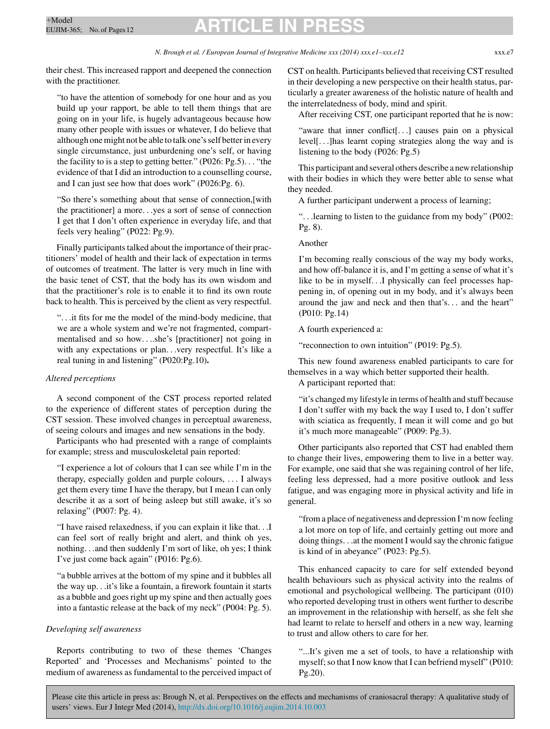their chest. This increased rapport and deepened the connection with the practitioner.

> "to have the attention of somebody for one hour and as you build up your rapport, be able to tell them things that are going on in your life, is hugely advantageous because how many other people with issues or whatever, I do believe that although one might not be able to talk one's self better in every single circumstance, just unburdening one's self, or having the facility to is a step to getting better." (P026: Pg.5)... "the evidence of that I did an introduction to a counselling course, and I can just see how that does work" (P026:Pg. 6).

> "So there's something about that sense of connection,[with the practitioner] a more...yes a sort of sense of connection I get that I don't often experience in everyday life, and that feels very healing" (P022: Pg.9).

Finally participants talked about the importance of their practitioners' model of health and their lack of expectation in terms of outcomes of treatment. The latter is very much in line with the basic tenet of CST, that the body has its own wisdom and that the practitioner's role is to enable it to find its own route back to health. This is perceived by the client as very respectful.

> "...it fits for me the model of the mind-body medicine, that we are a whole system and we're not fragmented, compartmentalised and so how....she's [practitioner] not going in with any expectations or plan...very respectful. It's like a real tuning in and listening" (P020:Pg.10).

*Altered perceptions*

A second component of the CST process reported related to the experience of different states of perception during the CST session. These involved changes in perceptual awareness, of seeing colours and images and new sensations in the body.

Participants who had presented with a range of complaints for example; stress and musculoskeletal pain reported:

> "I experience a lot of colours that I can see while I'm in the therapy, especially golden and purple colours, ... I always get them every time I have the therapy, but I mean I can only describe it as a sort of being asleep but still awake, it's so relaxing" (P007: Pg. 4).

> "I have raised relaxedness, if you can explain it like that...I can feel sort of really bright and alert, and think oh yes, nothing...and then suddenly I'm sort of like, oh yes; I think I've just come back again" (P016: Pg.6).

> "a bubble arrives at the bottom of my spine and it bubbles all the way up...it's like a fountain, a firework fountain it starts as a bubble and goes right up my spine and then actually goes into a fantastic release at the back of my neck" (P004: Pg. 5).

*Developing self awareness*

Reports contributing to two of these themes 'Changes Reported' and 'Processes and Mechanisms' pointed to the medium of awareness as fundamental to the perceived impact of CST on health. Participants believed that receiving CST resulted in their developing a new perspective on their health status, particularly a greater awareness of the holistic nature of health and the interrelatedness of body, mind and spirit.

After receiving CST, one participant reported that he is now:

> "aware that inner conflict[...] causes pain on a physical level[...]has learnt coping strategies along the way and is listening to the body (P026: Pg.5)

This participant and several others describe a new relationship with their bodies in which they were better able to sense what they needed.

A further participant underwent a process of learning;

> "...learning to listen to the guidance from my body" (P002: Pg. 8).

Another

> I'm becoming really conscious of the way my body works, and how off-balance it is, and I'm getting a sense of what it's like to be in myself...I physically can feel processes happening in, of opening out in my body, and it's always been around the jaw and neck and then that's... and the heart" (P010: Pg.14)

A fourth experienced a:

> "reconnection to own intuition" (P019: Pg.5).

This new found awareness enabled participants to care for themselves in a way which better supported their health.

A participant reported that:

> "it's changed my lifestyle in terms of health and stuff because I don't suffer with my back the way I used to, I don't suffer with sciatica as frequently, I mean it will come and go but it's much more manageable" (P009: Pg.3).

Other participants also reported that CST had enabled them to change their lives, empowering them to live in a better way. For example, one said that she was regaining control of her life, feeling less depressed, had a more positive outlook and less fatigue, and was engaging more in physical activity and life in general.

> "from a place of negativeness and depression I'm now feeling a lot more on top of life, and certainly getting out more and doing things...at the moment I would say the chronic fatigue is kind of in abeyance" (P023: Pg.5).

This enhanced capacity to care for self extended beyond health behaviours such as physical activity into the realms of emotional and psychological wellbeing. The participant (010) who reported developing trust in others went further to describe an improvement in the relationship with herself, as she felt she had learnt to relate to herself and others in a new way, learning to trust and allow others to care for her.

> "...It's given me a set of tools, to have a relationship with myself; so that I now know that I can befriend myself" (P010: Pg.20).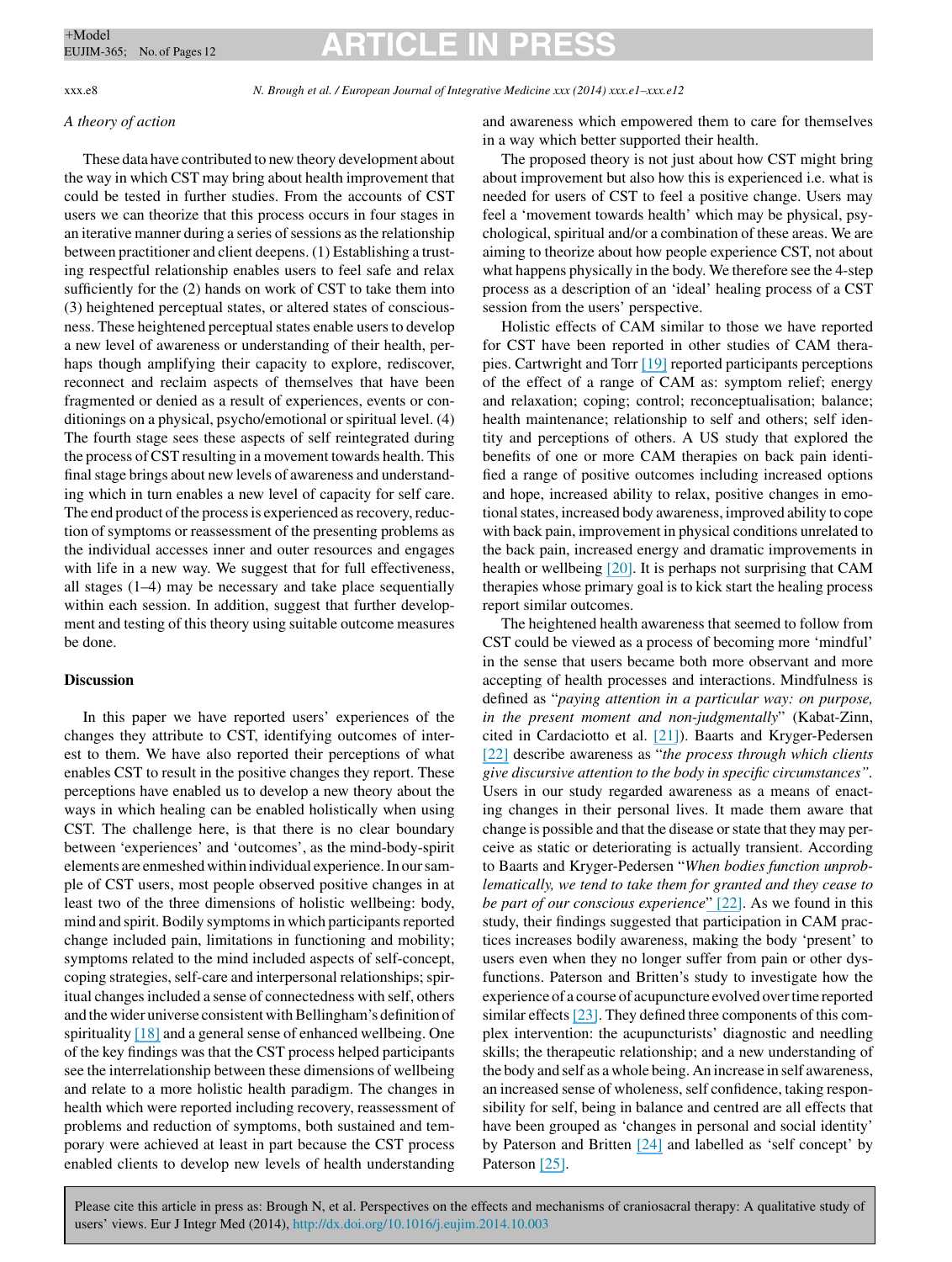*A theory of action*

These data have contributed to new theory development about the way in which CST may bring about health improvement that could be tested in further studies. From the accounts of CST users we can theorize that this process occurs in four stages in an iterative manner during a series of sessions as the relationship between practitioner and client deepens. (1) Establishing a trusting respectful relationship enables users to feel safe and relax sufficiently for the (2) hands on work of CST to take them into (3) heightened perceptual states, or altered states of consciousness. These heightened perceptual states enable users to develop a new level of awareness or understanding of their health, perhaps though amplifying their capacity to explore, rediscover, reconnect and reclaim aspects of themselves that have been fragmented or denied as a result of experiences, events or conditionings on a physical, psycho/emotional or spiritual level. (4) The fourth stage sees these aspects of self reintegrated during the process of CST resulting in a movement towards health. This final stage brings about new levels of awareness and understanding which in turn enables a new level of capacity for self care. The end product of the process is experienced as recovery, reduction of symptoms or reassessment of the presenting problems as the individual accesses inner and outer resources and engages with life in a new way. We suggest that for full effectiveness, all stages (1–4) may be necessary and take place sequentially within each session. In addition, suggest that further development and testing of this theory using suitable outcome measures be done.

## Discussion

In this paper we have reported users' experiences of the changes they attribute to CST, identifying outcomes of interest to them. We have also reported their perceptions of what enables CST to result in the positive changes they report. These perceptions have enabled us to develop a new theory about the ways in which healing can be enabled holistically when using CST. The challenge here, is that there is no clear boundary between 'experiences' and 'outcomes', as the mind-body-spirit elements are enmeshed within individual experience. In our sample of CST users, most people observed positive changes in at least two of the three dimensions of holistic wellbeing: body, mind and spirit. Bodily symptoms in which participants reported change included pain, limitations in functioning and mobility; symptoms related to the mind included aspects of self-concept, coping strategies, self-care and interpersonal relationships; spiritual changes included a sense of connectedness with self, others and the wider universe consistent with Bellingham's definition of spirituality [18] and a general sense of enhanced wellbeing. One of the key findings was that the CST process helped participants see the interrelationship between these dimensions of wellbeing and relate to a more holistic health paradigm. The changes in health which were reported including recovery, reassessment of problems and reduction of symptoms, both sustained and temporary were achieved at least in part because the CST process enabled clients to develop new levels of health understanding and awareness which empowered them to care for themselves in a way which better supported their health.

The proposed theory is not just about how CST might bring about improvement but also how this is experienced i.e. what is needed for users of CST to feel a positive change. Users may feel a 'movement towards health' which may be physical, psychological, spiritual and/or a combination of these areas. We are aiming to theorize about how people experience CST, not about what happens physically in the body. We therefore see the 4-step process as a description of an 'ideal' healing process of a CST session from the users' perspective.

Holistic effects of CAM similar to those we have reported for CST have been reported in other studies of CAM therapies. Cartwright and Torr [19] reported participants perceptions of the effect of a range of CAM as: symptom relief; energy and relaxation; coping; control; reconceptualisation; balance; health maintenance; relationship to self and others; self identity and perceptions of others. A US study that explored the benefits of one or more CAM therapies on back pain identified a range of positive outcomes including increased options and hope, increased ability to relax, positive changes in emotional states, increased body awareness, improved ability to cope with back pain, improvement in physical conditions unrelated to the back pain, increased energy and dramatic improvements in health or wellbeing [20]. It is perhaps not surprising that CAM therapies whose primary goal is to kick start the healing process report similar outcomes.

The heightened health awareness that seemed to follow from CST could be viewed as a process of becoming more 'mindful' in the sense that users became both more observant and more accepting of health processes and interactions. Mindfulness is defined as "*paying attention in a particular way: on purpose, in the present moment and non-judgmentally*" (Kabat-Zinn, cited in Cardaciotto et al. [21]). Baarts and Kryger-Pedersen [22] describe awareness as "*the process through which clients give discursive attention to the body in specific circumstances*". Users in our study regarded awareness as a means of enacting changes in their personal lives. It made them aware that change is possible and that the disease or state that they may perceive as static or deteriorating is actually transient. According to Baarts and Kryger-Pedersen "*When bodies function unproblematically, we tend to take them for granted and they cease to be part of our conscious experience*" [22]. As we found in this study, their findings suggested that participation in CAM practices increases bodily awareness, making the body 'present' to users even when they no longer suffer from pain or other dysfunctions. Paterson and Britten's study to investigate how the experience of a course of acupuncture evolved over time reported similar effects [23]. They defined three components of this complex intervention: the acupuncturists' diagnostic and needling skills; the therapeutic relationship; and a new understanding of the body and self as a whole being. An increase in self awareness, an increased sense of wholeness, self confidence, taking responsibility for self, being in balance and centred are all effects that have been grouped as 'changes in personal and social identity' by Paterson and Britten [24] and labelled as 'self concept' by Paterson [25].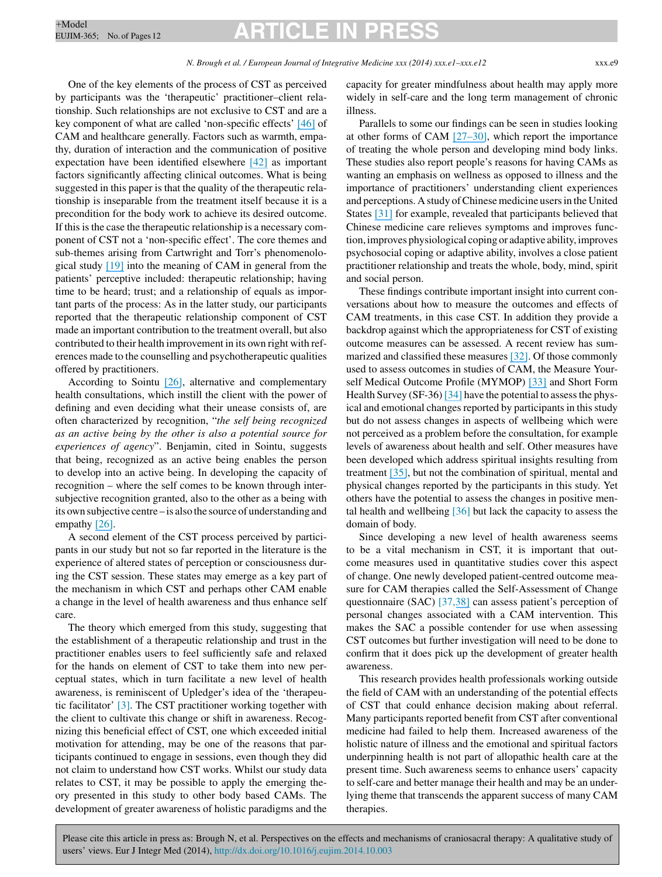One of the key elements of the process of CST as perceived by participants was the 'therapeutic' practitioner–client relationship. Such relationships are not exclusive to CST and are a key component of what are called 'non-specific effects' [46] of CAM and healthcare generally. Factors such as warmth, empathy, duration of interaction and the communication of positive expectation have been identified elsewhere [42] as important factors significantly affecting clinical outcomes. What is being suggested in this paper is that the quality of the therapeutic relationship is inseparable from the treatment itself because it is a precondition for the body work to achieve its desired outcome. If this is the case the therapeutic relationship is a necessary component of CST not a 'non-specific effect'. The core themes and sub-themes arising from Cartwright and Torr's phenomenological study [19] into the meaning of CAM in general from the patients' perceptive included: therapeutic relationship; having time to be heard; trust; and a relationship of equals as important parts of the process: As in the latter study, our participants reported that the therapeutic relationship component of CST made an important contribution to the treatment overall, but also contributed to their health improvement in its own right with references made to the counselling and psychotherapeutic qualities offered by practitioners.

According to Sointu [26], alternative and complementary health consultations, which instill the client with the power of defining and even deciding what their unease consists of, are often characterized by recognition, "*the self being recognized as an active being by the other is also a potential source for experiences of agency*". Benjamin, cited in Sointu, suggests that being, recognized as an active being enables the person to develop into an active being. In developing the capacity of recognition – where the self comes to be known through intersubjective recognition granted, also to the other as a being with its own subjective centre – is also the source of understanding and empathy [26].

A second element of the CST process perceived by participants in our study but not so far reported in the literature is the experience of altered states of perception or consciousness during the CST session. These states may emerge as a key part of the mechanism in which CST and perhaps other CAM enable a change in the level of health awareness and thus enhance self care.

The theory which emerged from this study, suggesting that the establishment of a therapeutic relationship and trust in the practitioner enables users to feel sufficiently safe and relaxed for the hands on element of CST to take them into new perceptual states, which in turn facilitate a new level of health awareness, is reminiscent of Upledger's idea of the 'therapeutic facilitator' [3]. The CST practitioner working together with the client to cultivate this change or shift in awareness. Recognizing this beneficial effect of CST, one which exceeded initial motivation for attending, may be one of the reasons that participants continued to engage in sessions, even though they did not claim to understand how CST works. Whilst our study data relates to CST, it may be possible to apply the emerging theory presented in this study to other body based CAMs. The development of greater awareness of holistic paradigms and the capacity for greater mindfulness about health may apply more widely in self-care and the long term management of chronic illness.

Parallels to some our findings can be seen in studies looking at other forms of CAM [27–30], which report the importance of treating the whole person and developing mind body links. These studies also report people's reasons for having CAMs as wanting an emphasis on wellness as opposed to illness and the importance of practitioners' understanding client experiences and perceptions. A study of Chinese medicine users in the United States [31] for example, revealed that participants believed that Chinese medicine care relieves symptoms and improves function, improves physiological coping or adaptive ability, improves psychosocial coping or adaptive ability, involves a close patient practitioner relationship and treats the whole, body, mind, spirit and social person.

These findings contribute important insight into current conversations about how to measure the outcomes and effects of CAM treatments, in this case CST. In addition they provide a backdrop against which the appropriateness for CST of existing outcome measures can be assessed. A recent review has summarized and classified these measures [32]. Of those commonly used to assess outcomes in studies of CAM, the Measure Yourself Medical Outcome Profile (MYMOP) [33] and Short Form Health Survey (SF-36) [34] have the potential to assess the physical and emotional changes reported by participants in this study but do not assess changes in aspects of wellbeing which were not perceived as a problem before the consultation, for example levels of awareness about health and self. Other measures have been developed which address spiritual insights resulting from treatment [35], but not the combination of spiritual, mental and physical changes reported by the participants in this study. Yet others have the potential to assess the changes in positive mental health and wellbeing [36] but lack the capacity to assess the domain of body.

Since developing a new level of health awareness seems to be a vital mechanism in CST, it is important that outcome measures used in quantitative studies cover this aspect of change. One newly developed patient-centred outcome measure for CAM therapies called the Self-Assessment of Change questionnaire (SAC) [37,38] can assess patient's perception of personal changes associated with a CAM intervention. This makes the SAC a possible contender for use when assessing CST outcomes but further investigation will need to be done to confirm that it does pick up the development of greater health awareness.

This research provides health professionals working outside the field of CAM with an understanding of the potential effects of CST that could enhance decision making about referral. Many participants reported benefit from CST after conventional medicine had failed to help them. Increased awareness of the holistic nature of illness and the emotional and spiritual factors underpinning health is not part of allopathic health care at the present time. Such awareness seems to enhance users' capacity to self-care and better manage their health and may be an underlying theme that transcends the apparent success of many CAM therapies.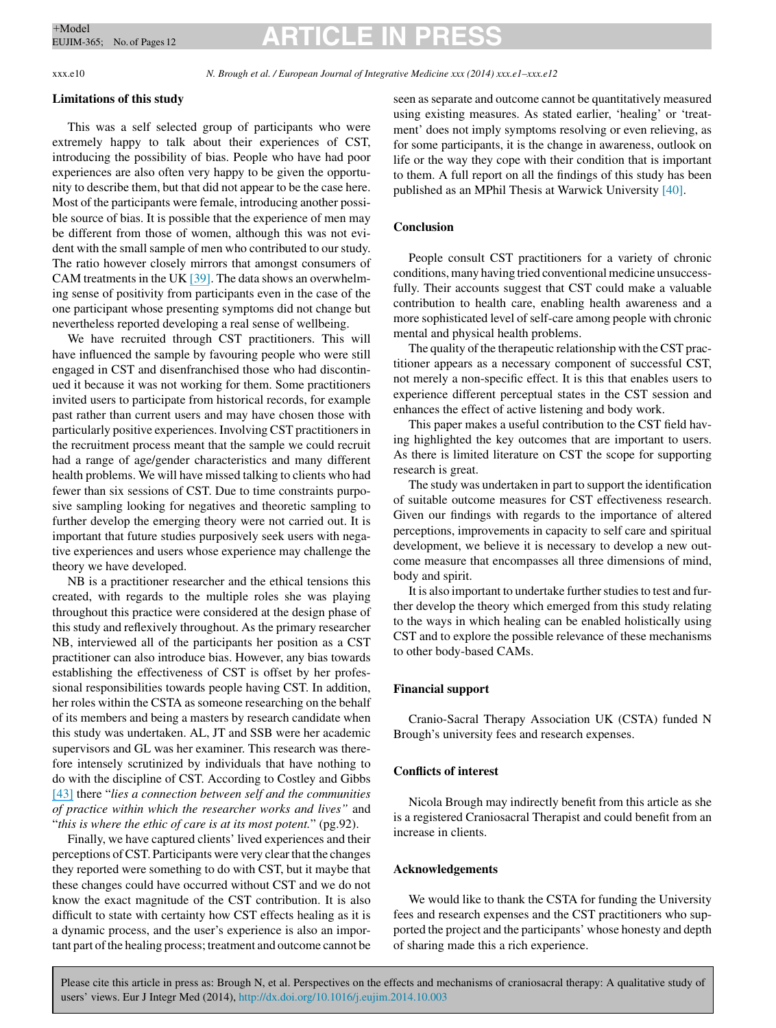### Limitations of this study

This was a self selected group of participants who were extremely happy to talk about their experiences of CST, introducing the possibility of bias. People who have had poor experiences are also often very happy to be given the opportunity to describe them, but that did not appear to be the case here. Most of the participants were female, introducing another possible source of bias. It is possible that the experience of men may be different from those of women, although this was not evident with the small sample of men who contributed to our study. The ratio however closely mirrors that amongst consumers of CAM treatments in the UK [39]. The data shows an overwhelming sense of positivity from participants even in the case of the one participant whose presenting symptoms did not change but nevertheless reported developing a real sense of wellbeing.

We have recruited through CST practitioners. This will have influenced the sample by favouring people who were still engaged in CST and disenfranchised those who had discontinued it because it was not working for them. Some practitioners invited users to participate from historical records, for example past rather than current users and may have chosen those with particularly positive experiences. Involving CST practitioners in the recruitment process meant that the sample we could recruit had a range of age/gender characteristics and many different health problems. We will have missed talking to clients who had fewer than six sessions of CST. Due to time constraints purposive sampling looking for negatives and theoretic sampling to further develop the emerging theory were not carried out. It is important that future studies purposively seek users with negative experiences and users whose experience may challenge the theory we have developed.

NB is a practitioner researcher and the ethical tensions this created, with regards to the multiple roles she was playing throughout this practice were considered at the design phase of this study and reflexively throughout. As the primary researcher NB, interviewed all of the participants her position as a CST practitioner can also introduce bias. However, any bias towards establishing the effectiveness of CST is offset by her professional responsibilities towards people having CST. In addition, her roles within the CSTA as someone researching on the behalf of its members and being a masters by research candidate when this study was undertaken. AL, JT and SSB were her academic supervisors and GL was her examiner. This research was therefore intensely scrutinized by individuals that have nothing to do with the discipline of CST. According to Costley and Gibbs [43] there "*lies a connection between self and the communities of practice within which the researcher works and lives"* and "*this is where the ethic of care is at its most potent.*" (pg.92).

Finally, we have captured clients' lived experiences and their perceptions of CST. Participants were very clear that the changes they reported were something to do with CST, but it maybe that these changes could have occurred without CST and we do not know the exact magnitude of the CST contribution. It is also difficult to state with certainty how CST effects healing as it is a dynamic process, and the user's experience is also an important part of the healing process; treatment and outcome cannot be seen as separate and outcome cannot be quantitatively measured using existing measures. As stated earlier, 'healing' or 'treatment' does not imply symptoms resolving or even relieving, as for some participants, it is the change in awareness, outlook on life or the way they cope with their condition that is important to them. A full report on all the findings of this study has been published as an MPhil Thesis at Warwick University [40].

### Conclusion

People consult CST practitioners for a variety of chronic conditions, many having tried conventional medicine unsuccessfully. Their accounts suggest that CST could make a valuable contribution to health care, enabling health awareness and a more sophisticated level of self-care among people with chronic mental and physical health problems.

The quality of the therapeutic relationship with the CST practitioner appears as a necessary component of successful CST, not merely a non-specific effect. It is this that enables users to experience different perceptual states in the CST session and enhances the effect of active listening and body work.

This paper makes a useful contribution to the CST field having highlighted the key outcomes that are important to users. As there is limited literature on CST the scope for supporting research is great.

The study was undertaken in part to support the identification of suitable outcome measures for CST effectiveness research. Given our findings with regards to the importance of altered perceptions, improvements in capacity to self care and spiritual development, we believe it is necessary to develop a new outcome measure that encompasses all three dimensions of mind, body and spirit.

It is also important to undertake further studies to test and further develop the theory which emerged from this study relating to the ways in which healing can be enabled holistically using CST and to explore the possible relevance of these mechanisms to other body-based CAMs.

### Financial support

Cranio-Sacral Therapy Association UK (CSTA) funded N Brough's university fees and research expenses.

### Conflicts of interest

Nicola Brough may indirectly benefit from this article as she is a registered Craniosacral Therapist and could benefit from an increase in clients.

### Acknowledgements

We would like to thank the CSTA for funding the University fees and research expenses and the CST practitioners who supported the project and the participants' whose honesty and depth of sharing made this a rich experience.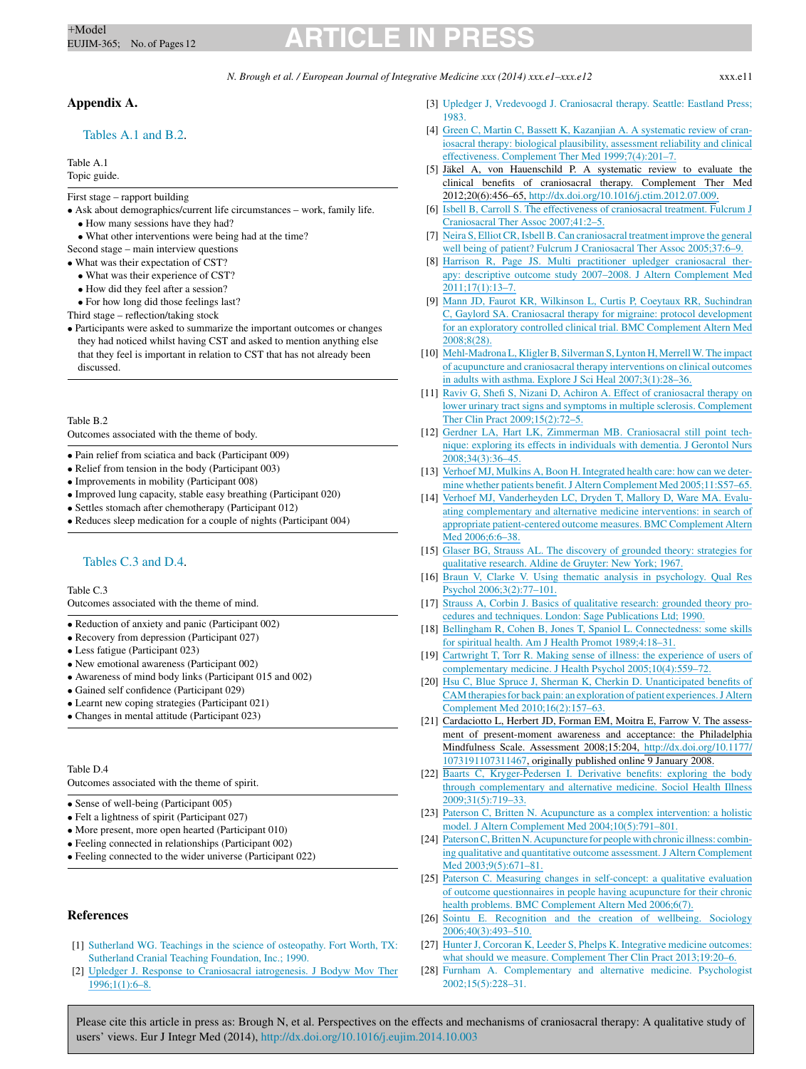## Appendix A.

Tables A.1 and B.2.

Table A.1
Topic guide.

First stage – rapport building
- Ask about demographics/current life circumstances – work, family life.
  - How many sessions have they had?
  - What other interventions were being had at the time?

Second stage – main interview questions
- What was their expectation of CST?
  - What was their experience of CST?
  - How did they feel after a session?
  - For how long did those feelings last?

Third stage – reflection/taking stock
- Participants were asked to summarize the important outcomes or changes they had noticed whilst having CST and asked to mention anything else that they feel is important in relation to CST that has not already been discussed.

Table B.2
Outcomes associated with the theme of body.

- Pain relief from sciatica and back (Participant 009)
- Relief from tension in the body (Participant 003)
- Improvements in mobility (Participant 008)
- Improved lung capacity, stable easy breathing (Participant 020)
- Settles stomach after chemotherapy (Participant 012)
- Reduces sleep medication for a couple of nights (Participant 004)

Tables C.3 and D.4.

Table C.3
Outcomes associated with the theme of mind.

- Reduction of anxiety and panic (Participant 002)
- Recovery from depression (Participant 027)
- Less fatigue (Participant 023)
- New emotional awareness (Participant 002)
- Awareness of mind body links (Participant 015 and 002)
- Gained self confidence (Participant 029)
- Learnt new coping strategies (Participant 021)
- Changes in mental attitude (Participant 023)

Table D.4
Outcomes associated with the theme of spirit.

- Sense of well-being (Participant 005)
- Felt a lightness of spirit (Participant 027)
- More present, more open hearted (Participant 010)
- Feeling connected in relationships (Participant 002)
- Feeling connected to the wider universe (Participant 022)

## References

[1] Sutherland WG. Teachings in the science of osteopathy. Fort Worth, TX: Sutherland Cranial Teaching Foundation, Inc.; 1990.

[2] Upledger J. Response to Craniosacral iatrogenesis. J Bodyw Mov Ther 1996;1(1):6–8.

[3] Upledger J, Vredevoogd J. Craniosacral therapy. Seattle: Eastland Press; 1983.

[4] Green C, Martin C, Bassett K, Kazanjian A. A systematic review of craniosacral therapy: biological plausibility, assessment reliability and clinical effectiveness. Complement Ther Med 1999;7(4):201–7.

[5] Jäkel A, von Hauenschild P. A systematic review to evaluate the clinical benefits of craniosacral therapy. Complement Ther Med 2012;20(6):456–65, http://dx.doi.org/10.1016/j.ctim.2012.07.009.

[6] Isbell B, Carroll S. The effectiveness of craniosacral treatment. Fulcrum J Craniosacral Ther Assoc 2007;41:2–5.

[7] Neira S, Elliot CR, Isbell B. Can craniosacral treatment improve the general well being of patient? Fulcrum J Craniosacral Ther Assoc 2005;37:6–9.

[8] Harrison R, Page JS. Multi practitioner upledger craniosacral therapy: descriptive outcome study 2007–2008. J Altern Complement Med 2011;17(1):13–7.

[9] Mann JD, Faurot KR, Wilkinson L, Curtis P, Coeytaux RR, Suchindran C, Gaylord SA. Craniosacral therapy for migraine: protocol development for an exploratory controlled clinical trial. BMC Complement Altern Med 2008;8(28).

[10] Mehl-Madrona L, Kligler B, Silverman S, Lynton H, Merrell W. The impact of acupuncture and craniosacral therapy interventions on clinical outcomes in adults with asthma. Explore J Sci Heal 2007;3(1):28–36.

[11] Raviv G, Shefi S, Nizani D, Achiron A. Effect of craniosacral therapy on lower urinary tract signs and symptoms in multiple sclerosis. Complement Ther Clin Pract 2009;15(2):72–5.

[12] Gerdner LA, Hart LK, Zimmerman MB. Craniosacral still point technique: exploring its effects in individuals with dementia. J Gerontol Nurs 2008;34(3):36–45.

[13] Verhoef MJ, Mulkins A, Boon H. Integrated health care: how can we determine whether patients benefit. J Altern Complement Med 2005;11:S57–65.

[14] Verhoef MJ, Vanderheyden LC, Dryden T, Mallory D, Ware MA. Evaluating complementary and alternative medicine interventions: in search of appropriate patient-centered outcome measures. BMC Complement Altern Med 2006;6:6–38.

[15] Glaser BG, Strauss AL. The discovery of grounded theory: strategies for qualitative research. Aldine de Gruyter: New York; 1967.

[16] Braun V, Clarke V. Using thematic analysis in psychology. Qual Res Psychol 2006;3(2):77–101.

[17] Strauss A, Corbin J. Basics of qualitative research: grounded theory procedures and techniques. London: Sage Publications Ltd; 1990.

[18] Bellingham R, Cohen B, Jones T, Spaniol L. Connectedness: some skills for spiritual health. Am J Health Promot 1989;4:18–31.

[19] Cartwright T, Torr R. Making sense of illness: the experience of users of complementary medicine. J Health Psychol 2005;10(4):559–72.

[20] Hsu C, Blue Spruce J, Sherman K, Cherkin D. Unanticipated benefits of CAM therapies for back pain: an exploration of patient experiences. J Altern Complement Med 2010;16(2):157–63.

[21] Cardaciotto L, Herbert JD, Forman EM, Moitra E, Farrow V. The assessment of present-moment awareness and acceptance: the Philadelphia Mindfulness Scale. Assessment 2008;15:204, http://dx.doi.org/10.1177/1073191107311467, originally published online 9 January 2008.

[22] Baarts C, Kryger-Pedersen I. Derivative benefits: exploring the body through complementary and alternative medicine. Sociol Health Illness 2009;31(5):719–33.

[23] Paterson C, Britten N. Acupuncture as a complex intervention: a holistic model. J Altern Complement Med 2004;10(5):791–801.

[24] Paterson C, Britten N. Acupuncture for people with chronic illness: combining qualitative and quantitative outcome assessment. J Altern Complement Med 2003;9(5):671–81.

[25] Paterson C. Measuring changes in self-concept: a qualitative evaluation of outcome questionnaires in people having acupuncture for their chronic health problems. BMC Complement Altern Med 2006;6(7).

[26] Sointu E. Recognition and the creation of wellbeing. Sociology 2006;40(3):493–510.

[27] Hunter J, Corcoran K, Leeder S, Phelps K. Integrative medicine outcomes: what should we measure. Complement Ther Clin Pract 2013;19:20–6.

[28] Furnham A. Complementary and alternative medicine. Psychologist 2002;15(5):228–31.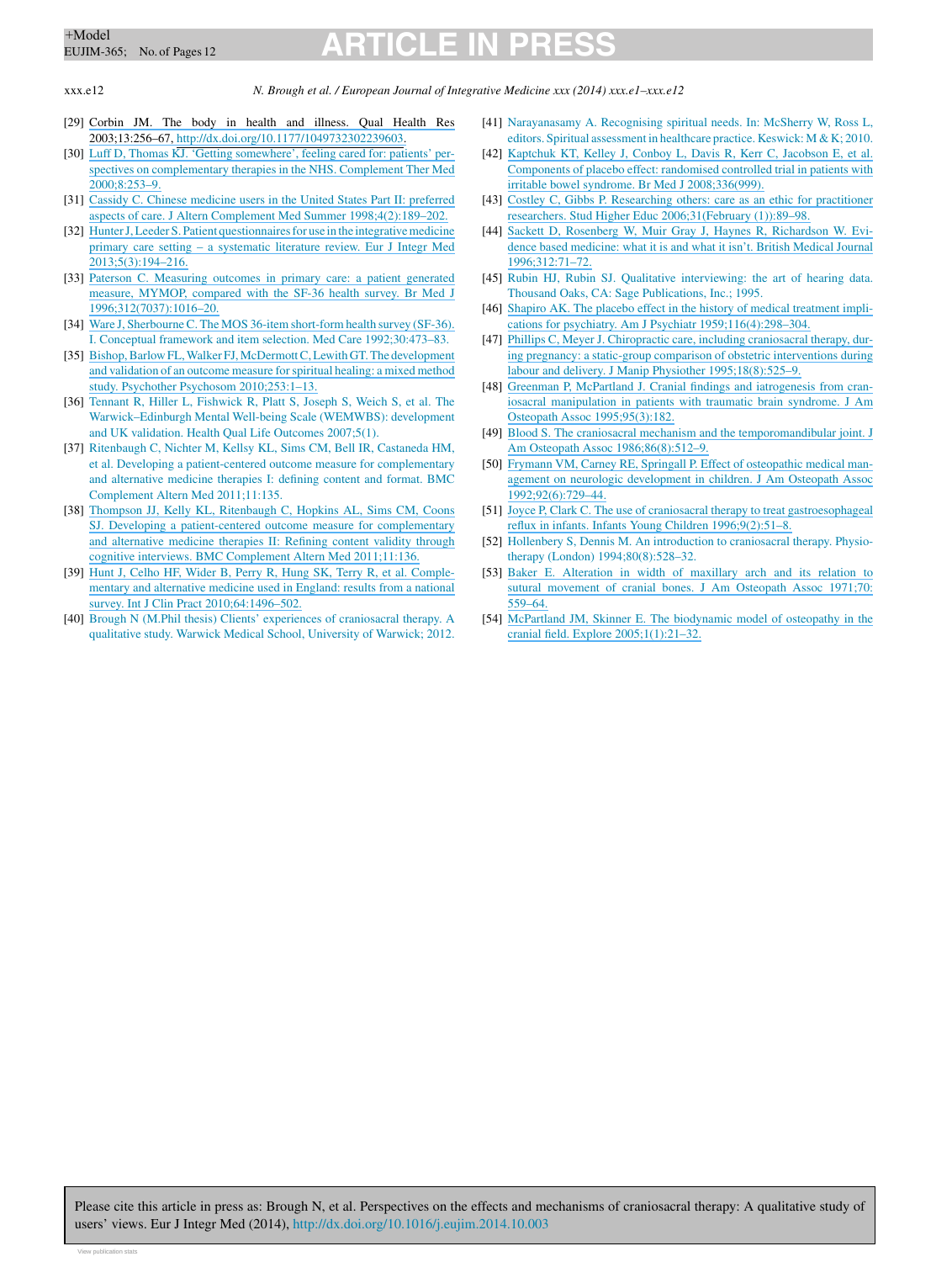[29] Corbin JM. The body in health and illness. Qual Health Res 2003;13:256–67, http://dx.doi.org/10.1177/1049732302239603.

[30] Luff D, Thomas KJ. 'Getting somewhere', feeling cared for: patients' perspectives on complementary therapies in the NHS. Complement Ther Med 2000;8:253–9.

[31] Cassidy C. Chinese medicine users in the United States Part II: preferred aspects of care. J Altern Complement Med Summer 1998;4(2):189–202.

[32] Hunter J, Leeder S. Patient questionnaires for use in the integrative medicine primary care setting – a systematic literature review. Eur J Integr Med 2013;5(3):194–216.

[33] Paterson C. Measuring outcomes in primary care: a patient generated measure, MYMOP, compared with the SF-36 health survey. Br Med J 1996;312(7037):1016–20.

[34] Ware J, Sherbourne C. The MOS 36-item short-form health survey (SF-36). I. Conceptual framework and item selection. Med Care 1992;30:473–83.

[35] Bishop, Barlow FL, Walker FJ, McDermott C, Lewith GT. The development and validation of an outcome measure for spiritual healing: a mixed method study. Psychother Psychosom 2010;253:1–13.

[36] Tennant R, Hiller L, Fishwick R, Platt S, Joseph S, Weich S, et al. The Warwick–Edinburgh Mental Well-being Scale (WEMWBS): development and UK validation. Health Qual Life Outcomes 2007;5(1).

[37] Ritenbaugh C, Nichter M, Kellsy KL, Sims CM, Bell IR, Castaneda HM, et al. Developing a patient-centered outcome measure for complementary and alternative medicine therapies I: defining content and format. BMC Complement Altern Med 2011;11:135.

[38] Thompson JJ, Kelly KL, Ritenbaugh C, Hopkins AL, Sims CM, Coons SJ. Developing a patient-centered outcome measure for complementary and alternative medicine therapies II: Refining content validity through cognitive interviews. BMC Complement Altern Med 2011;11:136.

[39] Hunt J, Celho HF, Wider B, Perry R, Hung SK, Terry R, et al. Complementary and alternative medicine used in England: results from a national survey. Int J Clin Pract 2010;64:1496–502.

[40] Brough N (M.Phil thesis) Clients' experiences of craniosacral therapy. A qualitative study. Warwick Medical School, University of Warwick; 2012.

[41] Narayanasamy A. Recognising spiritual needs. In: McSherry W, Ross L, editors. Spiritual assessment in healthcare practice. Keswick: M & K; 2010.

[42] Kaptchuk KT, Kelley J, Conboy L, Davis R, Kerr C, Jacobson E, et al. Components of placebo effect: randomised controlled trial in patients with irritable bowel syndrome. Br Med J 2008;336(999).

[43] Costley C, Gibbs P. Researching others: care as an ethic for practitioner researchers. Stud Higher Educ 2006;31(February (1)):89–98.

[44] Sackett D, Rosenberg W, Muir Gray J, Haynes R, Richardson W. Evidence based medicine: what it is and what it isn't. British Medical Journal 1996;312:71–72.

[45] Rubin HJ, Rubin SJ. Qualitative interviewing: the art of hearing data. Thousand Oaks, CA: Sage Publications, Inc.; 1995.

[46] Shapiro AK. The placebo effect in the history of medical treatment implications for psychiatry. Am J Psychiatr 1959;116(4):298–304.

[47] Phillips C, Meyer J. Chiropractic care, including craniosacral therapy, during pregnancy: a static-group comparison of obstetric interventions during labour and delivery. J Manip Physiother 1995;18(8):525–9.

[48] Greenman P, McPartland J. Cranial findings and iatrogenesis from craniosacral manipulation in patients with traumatic brain syndrome. J Am Osteopath Assoc 1995;95(3):182.

[49] Blood S. The craniosacral mechanism and the temporomandibular joint. J Am Osteopath Assoc 1986;86(8):512–9.

[50] Frymann VM, Carney RE, Springall P. Effect of osteopathic medical management on neurologic development in children. J Am Osteopath Assoc 1992;92(6):729–44.

[51] Joyce P, Clark C. The use of craniosacral therapy to treat gastroesophageal reflux in infants. Infants Young Children 1996;9(2):51–8.

[52] Hollenbery S, Dennis M. An introduction to craniosacral therapy. Physiotherapy (London) 1994;80(8):528–32.

[53] Baker E. Alteration in width of maxillary arch and its relation to sutural movement of cranial bones. J Am Osteopath Assoc 1971;70:559–64.

[54] McPartland JM, Skinner E. The biodynamic model of osteopathy in the cranial field. Explore 2005;1(1):21–32.

Please cite this article in press as: Brough N, et al. Perspectives on the effects and mechanisms of craniosacral therapy: A qualitative study of users' views. Eur J Integr Med (2014), http://dx.doi.org/10.1016/j.eujim.2014.10.003